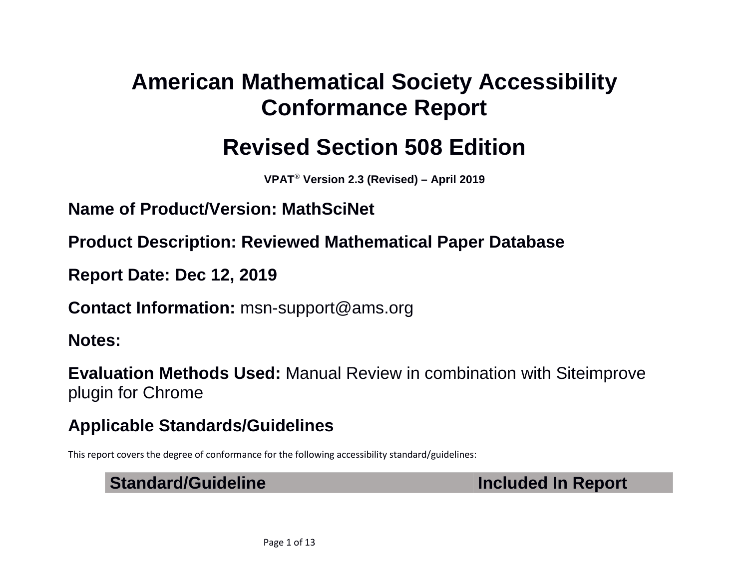# American Mathematical Society Accessibility Conformance Report

# Revised Section 508 Edition

**VPAT® Version 2.3 (Revised) – April 2019**

## Name of Product/Version: MathSciNet

## Product Description: Reviewed Mathematical Paper Database

## Report Date: Dec 12, 2019

**Contact Information:** msn-support@ams.org

**Notes:**

**Evaluation Methods Used:** Manual Review in combination with Siteimprove plugin for Chrome

## Applicable Standards/Guidelines

This report covers the degree of conformance for the following accessibility standard/guidelines:

| Standard/Guideline | Included In Report |
| --- | --- |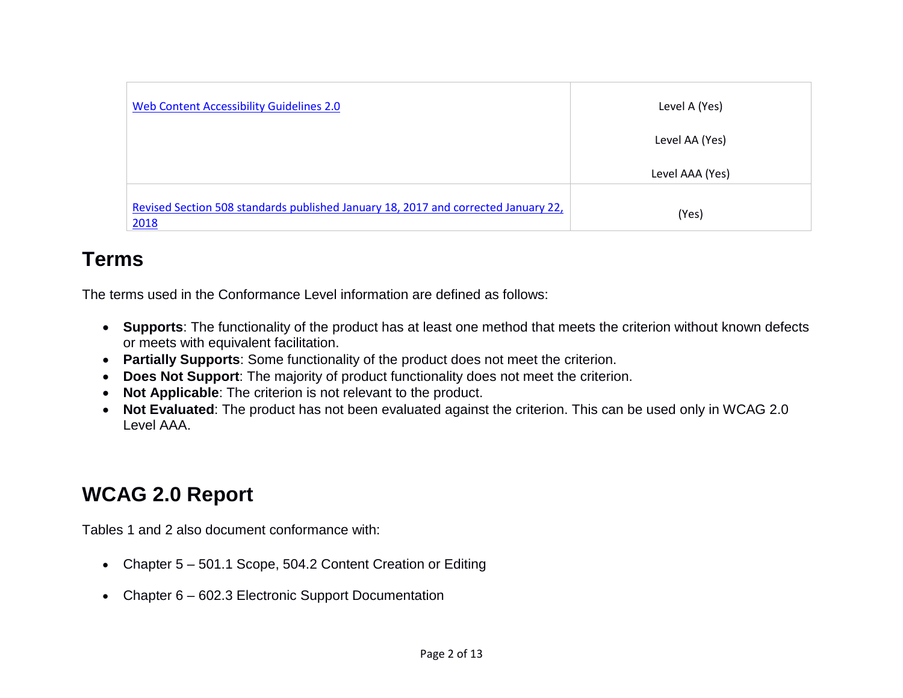| | |
|---|---|
| [Web Content Accessibility Guidelines 2.0]() | Level A (Yes)<br><br>Level AA (Yes)<br><br>Level AAA (Yes) |
| [Revised Section 508 standards published January 18, 2017 and corrected January 22, 2018]() | (Yes) |

## Terms

The terms used in the Conformance Level information are defined as follows:

- **Supports**: The functionality of the product has at least one method that meets the criterion without known defects or meets with equivalent facilitation.
- **Partially Supports**: Some functionality of the product does not meet the criterion.
- **Does Not Support**: The majority of product functionality does not meet the criterion.
- **Not Applicable**: The criterion is not relevant to the product.
- **Not Evaluated**: The product has not been evaluated against the criterion. This can be used only in WCAG 2.0 Level AAA.

## WCAG 2.0 Report

Tables 1 and 2 also document conformance with:

- Chapter 5 – 501.1 Scope, 504.2 Content Creation or Editing
- Chapter 6 – 602.3 Electronic Support Documentation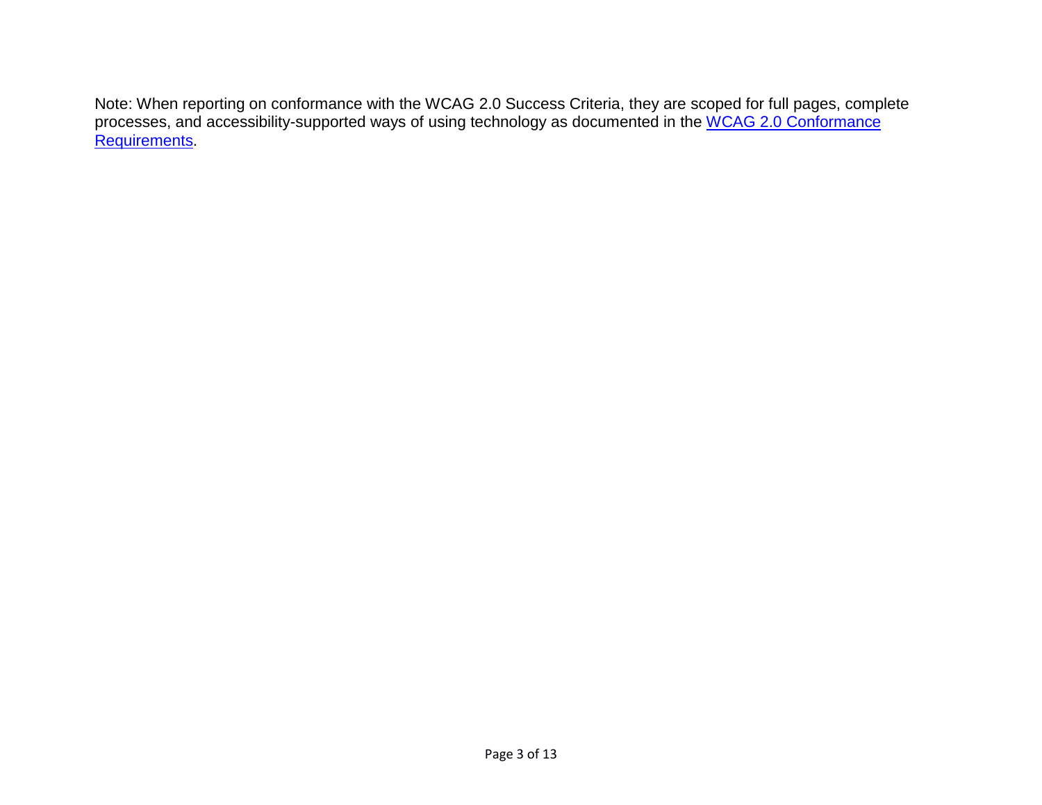Note: When reporting on conformance with the WCAG 2.0 Success Criteria, they are scoped for full pages, complete processes, and accessibility-supported ways of using technology as documented in the WCAG 2.0 Conformance Requirements.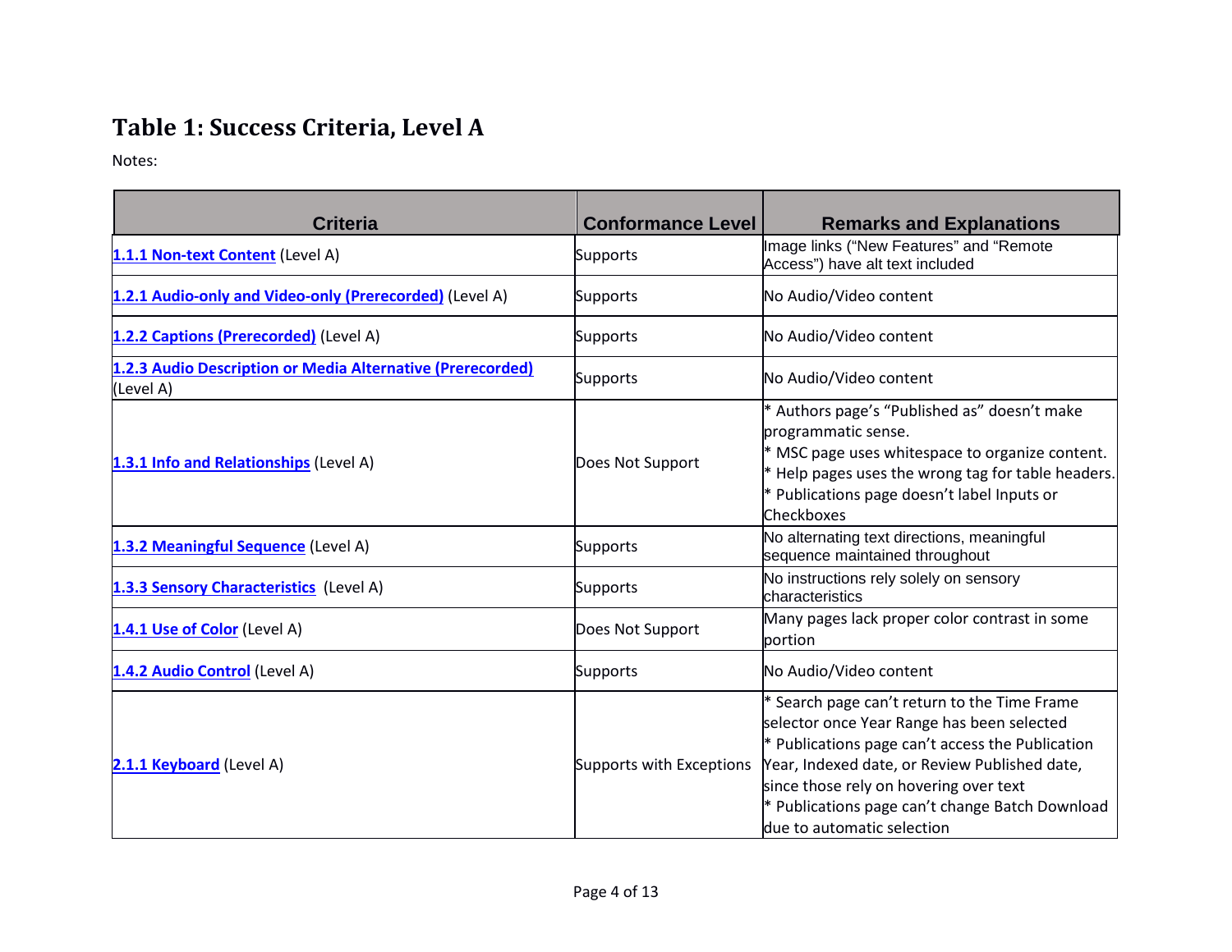## Table 1: Success Criteria, Level A

Notes:

| Criteria | Conformance Level | Remarks and Explanations |
| --- | --- | --- |
| **1.1.1 Non-text Content** (Level A) | Supports | Image links (“New Features” and “Remote Access”) have alt text included |
| **1.2.1 Audio-only and Video-only (Prerecorded)** (Level A) | Supports | No Audio/Video content |
| **1.2.2 Captions (Prerecorded)** (Level A) | Supports | No Audio/Video content |
| **1.2.3 Audio Description or Media Alternative (Prerecorded)** (Level A) | Supports | No Audio/Video content |
| **1.3.1 Info and Relationships** (Level A) | Does Not Support | * Authors page’s “Published as” doesn’t make programmatic sense.<br>* MSC page uses whitespace to organize content.<br>* Help pages uses the wrong tag for table headers.<br>* Publications page doesn’t label Inputs or Checkboxes |
| **1.3.2 Meaningful Sequence** (Level A) | Supports | No alternating text directions, meaningful sequence maintained throughout |
| **1.3.3 Sensory Characteristics** (Level A) | Supports | No instructions rely solely on sensory characteristics |
| **1.4.1 Use of Color** (Level A) | Does Not Support | Many pages lack proper color contrast in some portion |
| **1.4.2 Audio Control** (Level A) | Supports | No Audio/Video content |
| **2.1.1 Keyboard** (Level A) | Supports with Exceptions | * Search page can’t return to the Time Frame selector once Year Range has been selected<br>* Publications page can’t access the Publication Year, Indexed date, or Review Published date, since those rely on hovering over text<br>* Publications page can’t change Batch Download due to automatic selection |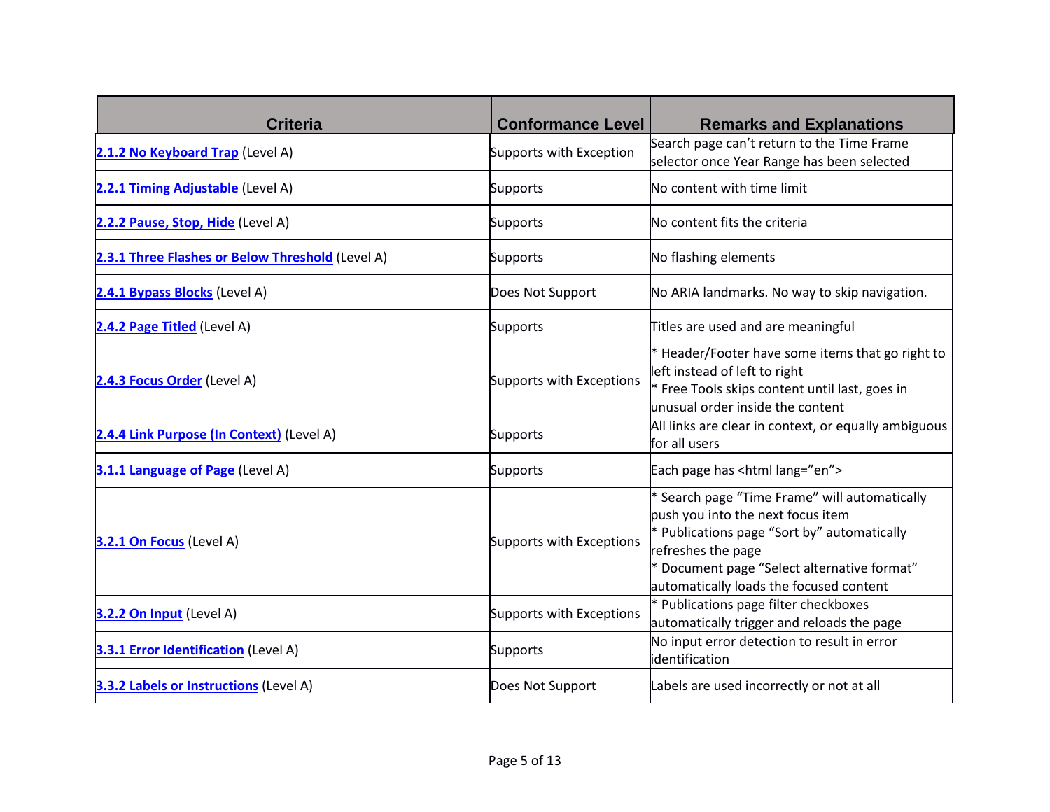| Criteria | Conformance Level | Remarks and Explanations |
| --- | --- | --- |
| **2.1.2 No Keyboard Trap** (Level A) | Supports with Exception | Search page can't return to the Time Frame selector once Year Range has been selected |
| **2.2.1 Timing Adjustable** (Level A) | Supports | No content with time limit |
| **2.2.2 Pause, Stop, Hide** (Level A) | Supports | No content fits the criteria |
| **2.3.1 Three Flashes or Below Threshold** (Level A) | Supports | No flashing elements |
| **2.4.1 Bypass Blocks** (Level A) | Does Not Support | No ARIA landmarks. No way to skip navigation. |
| **2.4.2 Page Titled** (Level A) | Supports | Titles are used and are meaningful |
| **2.4.3 Focus Order** (Level A) | Supports with Exceptions | * Header/Footer have some items that go right to left instead of left to right<br>* Free Tools skips content until last, goes in unusual order inside the content |
| **2.4.4 Link Purpose (In Context)** (Level A) | Supports | All links are clear in context, or equally ambiguous for all users |
| **3.1.1 Language of Page** (Level A) | Supports | Each page has <html lang="en"> |
| **3.2.1 On Focus** (Level A) | Supports with Exceptions | * Search page "Time Frame" will automatically push you into the next focus item<br>* Publications page "Sort by" automatically refreshes the page<br>* Document page "Select alternative format" automatically loads the focused content |
| **3.2.2 On Input** (Level A) | Supports with Exceptions | * Publications page filter checkboxes automatically trigger and reloads the page |
| **3.3.1 Error Identification** (Level A) | Supports | No input error detection to result in error identification |
| **3.3.2 Labels or Instructions** (Level A) | Does Not Support | Labels are used incorrectly or not at all |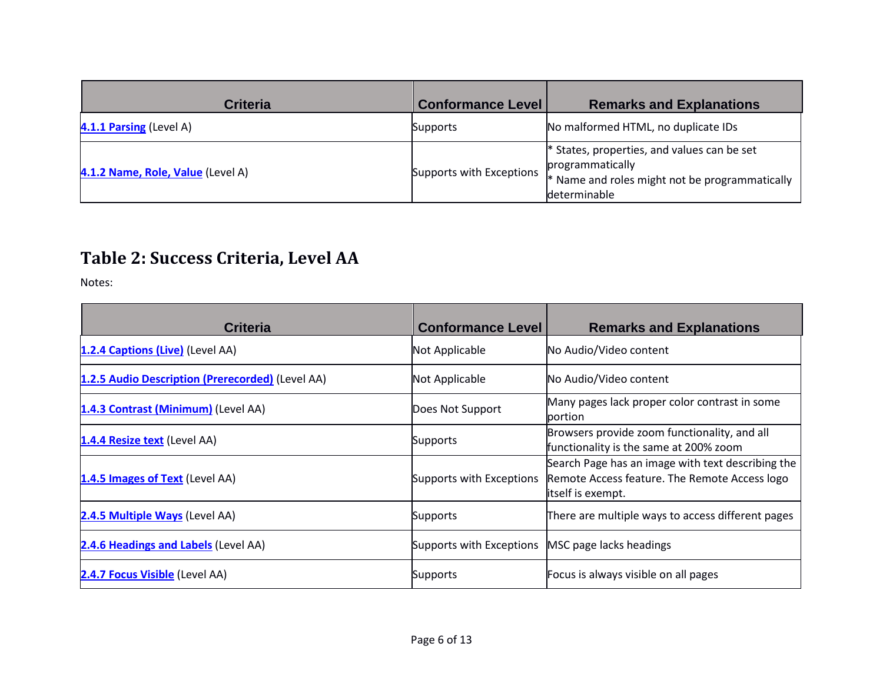| Criteria | Conformance Level | Remarks and Explanations |
|---|---|---|
| [4.1.1 Parsing](#) (Level A) | Supports | No malformed HTML, no duplicate IDs |
| [4.1.2 Name, Role, Value](#) (Level A) | Supports with Exceptions | * States, properties, and values can be set programmatically<br>* Name and roles might not be programmatically determinable |

## Table 2: Success Criteria, Level AA

Notes:

| Criteria | Conformance Level | Remarks and Explanations |
|---|---|---|
| [1.2.4 Captions (Live)](#) (Level AA) | Not Applicable | No Audio/Video content |
| [1.2.5 Audio Description (Prerecorded)](#) (Level AA) | Not Applicable | No Audio/Video content |
| [1.4.3 Contrast (Minimum)](#) (Level AA) | Does Not Support | Many pages lack proper color contrast in some portion |
| [1.4.4 Resize text](#) (Level AA) | Supports | Browsers provide zoom functionality, and all functionality is the same at 200% zoom |
| [1.4.5 Images of Text](#) (Level AA) | Supports with Exceptions | Search Page has an image with text describing the Remote Access feature. The Remote Access logo itself is exempt. |
| [2.4.5 Multiple Ways](#) (Level AA) | Supports | There are multiple ways to access different pages |
| [2.4.6 Headings and Labels](#) (Level AA) | Supports with Exceptions | MSC page lacks headings |
| [2.4.7 Focus Visible](#) (Level AA) | Supports | Focus is always visible on all pages |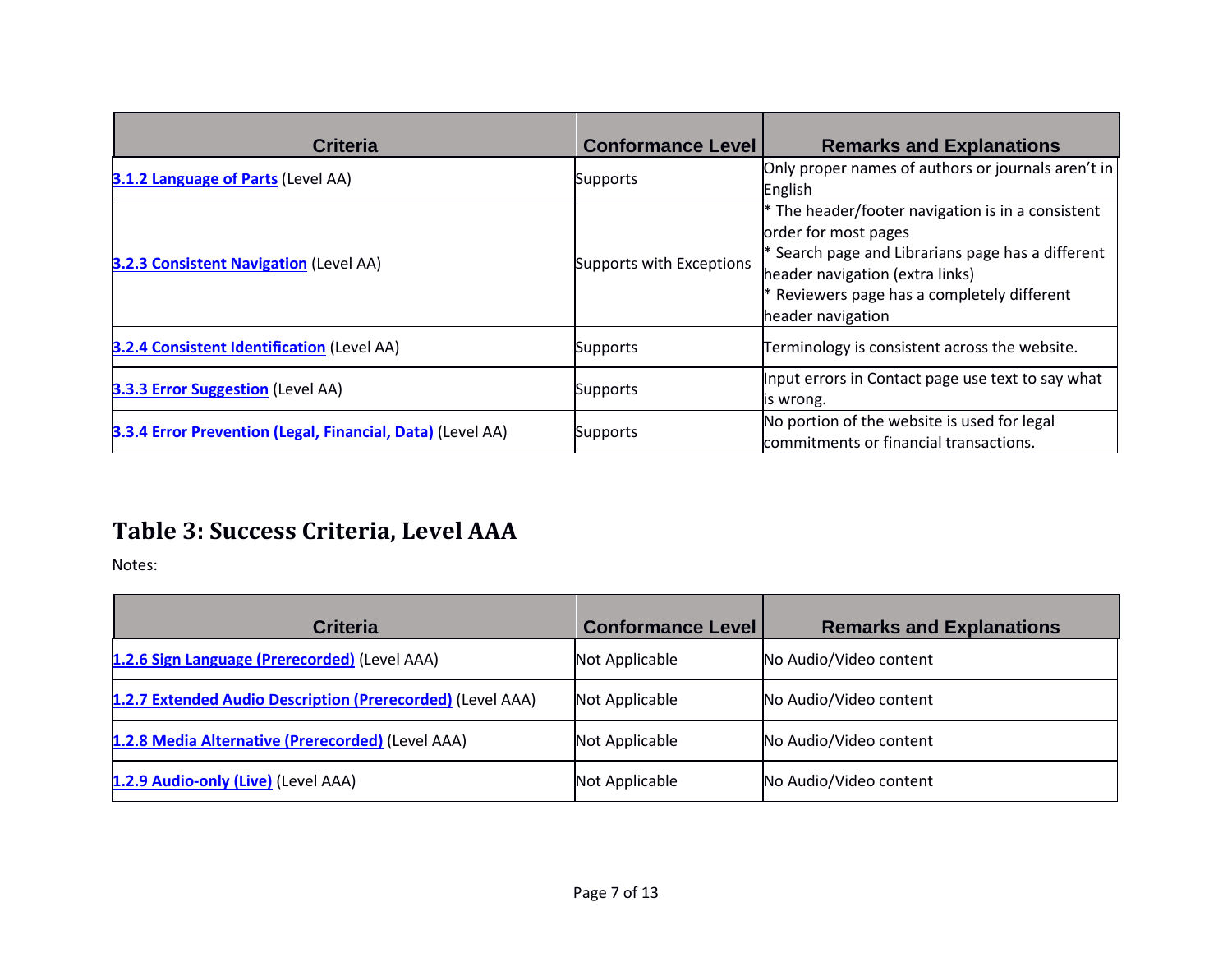| Criteria | Conformance Level | Remarks and Explanations |
|---|---|---|
| **3.1.2 Language of Parts** (Level AA) | Supports | Only proper names of authors or journals aren't in English |
| **3.2.3 Consistent Navigation** (Level AA) | Supports with Exceptions | * The header/footer navigation is in a consistent order for most pages<br>* Search page and Librarians page has a different header navigation (extra links)<br>* Reviewers page has a completely different header navigation |
| **3.2.4 Consistent Identification** (Level AA) | Supports | Terminology is consistent across the website. |
| **3.3.3 Error Suggestion** (Level AA) | Supports | Input errors in Contact page use text to say what is wrong. |
| **3.3.4 Error Prevention (Legal, Financial, Data)** (Level AA) | Supports | No portion of the website is used for legal commitments or financial transactions. |

## Table 3: Success Criteria, Level AAA

Notes:

| Criteria | Conformance Level | Remarks and Explanations |
|---|---|---|
| **1.2.6 Sign Language (Prerecorded)** (Level AAA) | Not Applicable | No Audio/Video content |
| **1.2.7 Extended Audio Description (Prerecorded)** (Level AAA) | Not Applicable | No Audio/Video content |
| **1.2.8 Media Alternative (Prerecorded)** (Level AAA) | Not Applicable | No Audio/Video content |
| **1.2.9 Audio-only (Live)** (Level AAA) | Not Applicable | No Audio/Video content |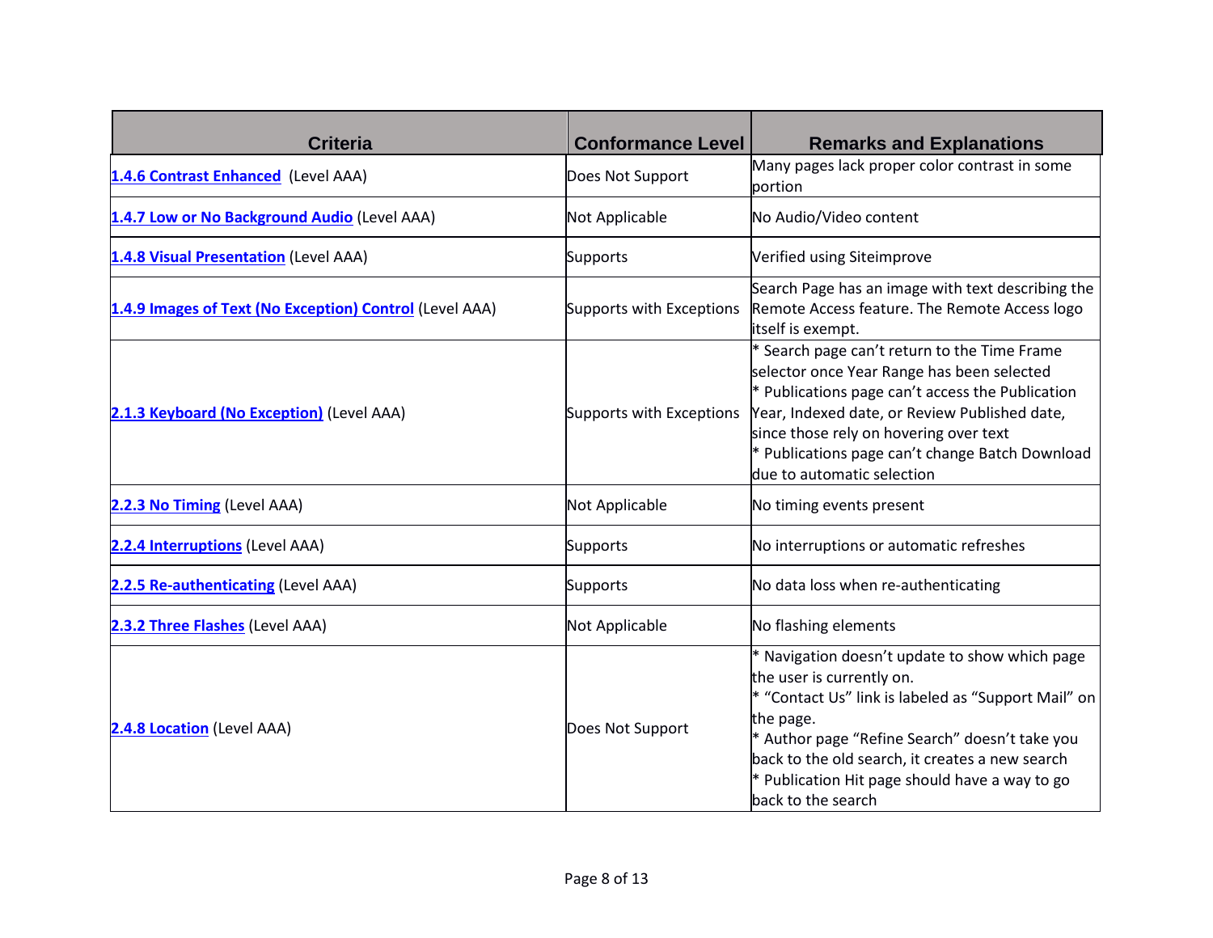| Criteria | Conformance Level | Remarks and Explanations |
| --- | --- | --- |
| **1.4.6 Contrast Enhanced** (Level AAA) | Does Not Support | Many pages lack proper color contrast in some portion |
| **1.4.7 Low or No Background Audio** (Level AAA) | Not Applicable | No Audio/Video content |
| **1.4.8 Visual Presentation** (Level AAA) | Supports | Verified using Siteimprove |
| **1.4.9 Images of Text (No Exception) Control** (Level AAA) | Supports with Exceptions | Search Page has an image with text describing the Remote Access feature. The Remote Access logo itself is exempt. |
| **2.1.3 Keyboard (No Exception)** (Level AAA) | Supports with Exceptions | * Search page can't return to the Time Frame selector once Year Range has been selected<br>* Publications page can't access the Publication Year, Indexed date, or Review Published date, since those rely on hovering over text<br>* Publications page can't change Batch Download due to automatic selection |
| **2.2.3 No Timing** (Level AAA) | Not Applicable | No timing events present |
| **2.2.4 Interruptions** (Level AAA) | Supports | No interruptions or automatic refreshes |
| **2.2.5 Re-authenticating** (Level AAA) | Supports | No data loss when re-authenticating |
| **2.3.2 Three Flashes** (Level AAA) | Not Applicable | No flashing elements |
| **2.4.8 Location** (Level AAA) | Does Not Support | * Navigation doesn't update to show which page the user is currently on.<br>* "Contact Us" link is labeled as "Support Mail" on the page.<br>* Author page "Refine Search" doesn't take you back to the old search, it creates a new search<br>* Publication Hit page should have a way to go back to the search |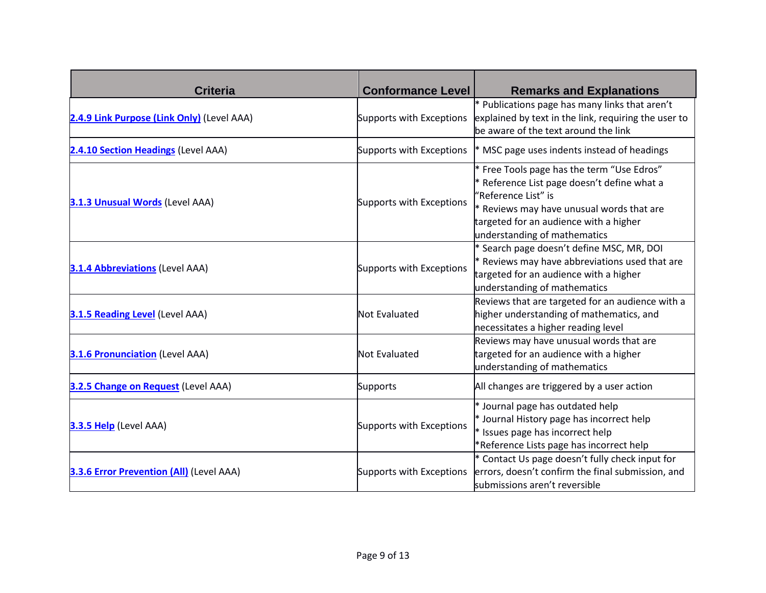| Criteria | Conformance Level | Remarks and Explanations |
|---|---|---|
| **2.4.9 Link Purpose (Link Only)** (Level AAA) | Supports with Exceptions | * Publications page has many links that aren't explained by text in the link, requiring the user to be aware of the text around the link |
| **2.4.10 Section Headings** (Level AAA) | Supports with Exceptions | * MSC page uses indents instead of headings |
| **3.1.3 Unusual Words** (Level AAA) | Supports with Exceptions | * Free Tools page has the term "Use Edros"<br>* Reference List page doesn't define what a "Reference List" is<br>* Reviews may have unusual words that are targeted for an audience with a higher understanding of mathematics |
| **3.1.4 Abbreviations** (Level AAA) | Supports with Exceptions | * Search page doesn't define MSC, MR, DOI<br>* Reviews may have abbreviations used that are targeted for an audience with a higher understanding of mathematics |
| **3.1.5 Reading Level** (Level AAA) | Not Evaluated | Reviews that are targeted for an audience with a higher understanding of mathematics, and necessitates a higher reading level |
| **3.1.6 Pronunciation** (Level AAA) | Not Evaluated | Reviews may have unusual words that are targeted for an audience with a higher understanding of mathematics |
| **3.2.5 Change on Request** (Level AAA) | Supports | All changes are triggered by a user action |
| **3.3.5 Help** (Level AAA) | Supports with Exceptions | * Journal page has outdated help<br>* Journal History page has incorrect help<br>* Issues page has incorrect help<br>*Reference Lists page has incorrect help |
| **3.3.6 Error Prevention (All)** (Level AAA) | Supports with Exceptions | * Contact Us page doesn't fully check input for errors, doesn't confirm the final submission, and submissions aren't reversible |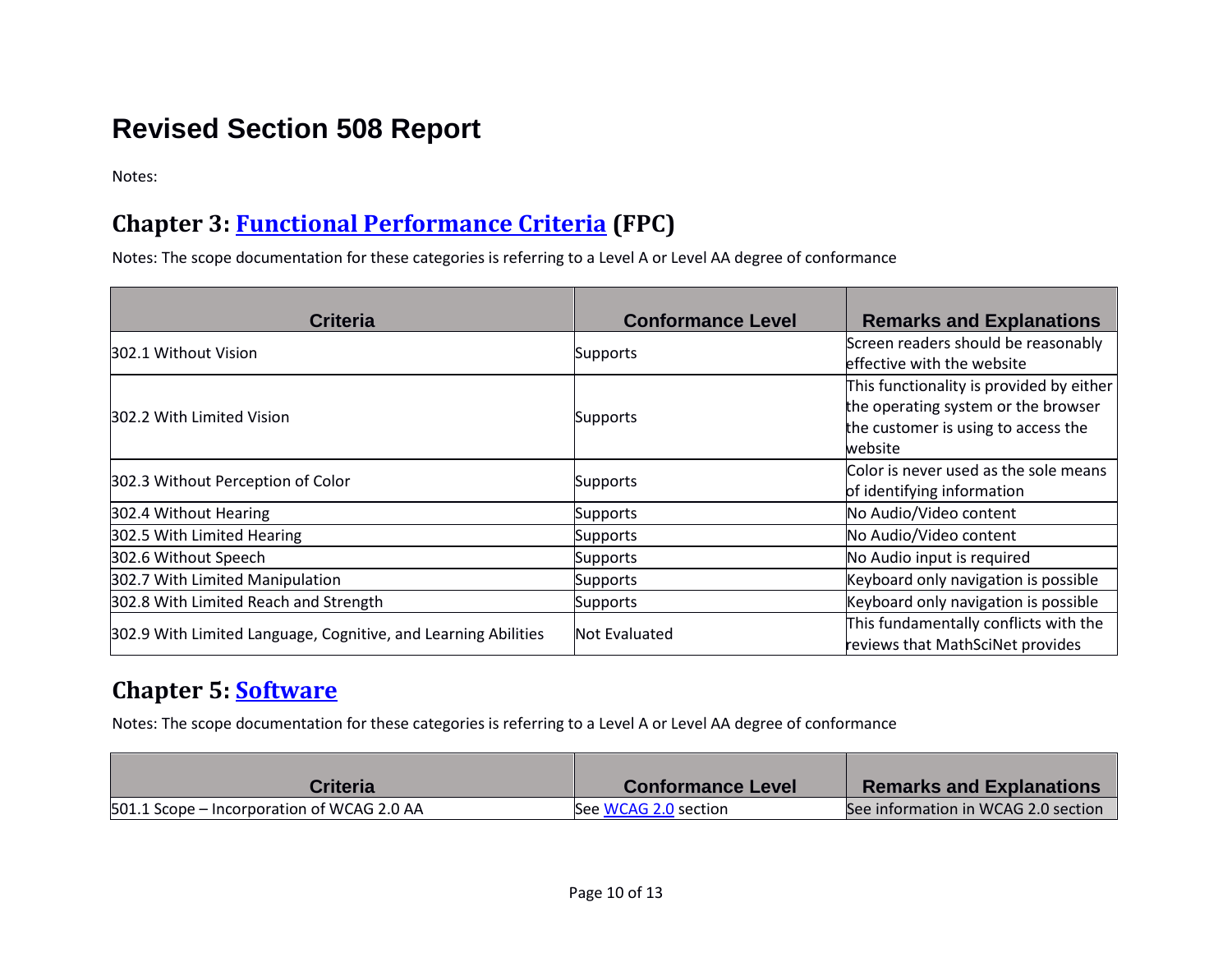# Revised Section 508 Report

Notes:

## Chapter 3: Functional Performance Criteria (FPC)

Notes: The scope documentation for these categories is referring to a Level A or Level AA degree of conformance

| Criteria | Conformance Level | Remarks and Explanations |
|---|---|---|
| 302.1 Without Vision | Supports | Screen readers should be reasonably effective with the website |
| 302.2 With Limited Vision | Supports | This functionality is provided by either the operating system or the browser the customer is using to access the website |
| 302.3 Without Perception of Color | Supports | Color is never used as the sole means of identifying information |
| 302.4 Without Hearing | Supports | No Audio/Video content |
| 302.5 With Limited Hearing | Supports | No Audio/Video content |
| 302.6 Without Speech | Supports | No Audio input is required |
| 302.7 With Limited Manipulation | Supports | Keyboard only navigation is possible |
| 302.8 With Limited Reach and Strength | Supports | Keyboard only navigation is possible |
| 302.9 With Limited Language, Cognitive, and Learning Abilities | Not Evaluated | This fundamentally conflicts with the reviews that MathSciNet provides |

## Chapter 5: Software

Notes: The scope documentation for these categories is referring to a Level A or Level AA degree of conformance

| Criteria | Conformance Level | Remarks and Explanations |
|---|---|---|
| 501.1 Scope – Incorporation of WCAG 2.0 AA | See WCAG 2.0 section | See information in WCAG 2.0 section |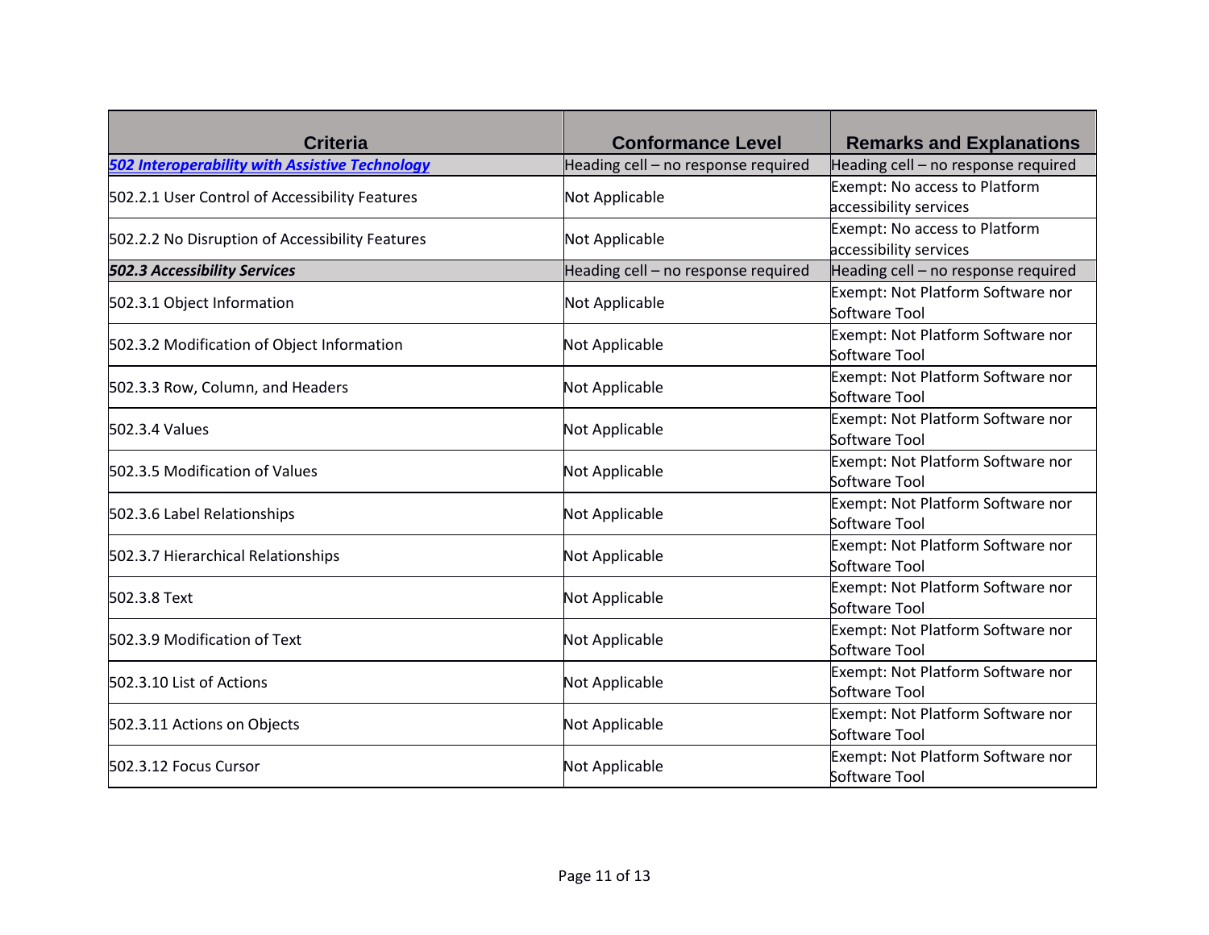| Criteria | Conformance Level | Remarks and Explanations |
| --- | --- | --- |
| ***502 Interoperability with Assistive Technology*** | Heading cell – no response required | Heading cell – no response required |
| 502.2.1 User Control of Accessibility Features | Not Applicable | Exempt: No access to Platform accessibility services |
| 502.2.2 No Disruption of Accessibility Features | Not Applicable | Exempt: No access to Platform accessibility services |
| ***502.3 Accessibility Services*** | Heading cell – no response required | Heading cell – no response required |
| 502.3.1 Object Information | Not Applicable | Exempt: Not Platform Software nor Software Tool |
| 502.3.2 Modification of Object Information | Not Applicable | Exempt: Not Platform Software nor Software Tool |
| 502.3.3 Row, Column, and Headers | Not Applicable | Exempt: Not Platform Software nor Software Tool |
| 502.3.4 Values | Not Applicable | Exempt: Not Platform Software nor Software Tool |
| 502.3.5 Modification of Values | Not Applicable | Exempt: Not Platform Software nor Software Tool |
| 502.3.6 Label Relationships | Not Applicable | Exempt: Not Platform Software nor Software Tool |
| 502.3.7 Hierarchical Relationships | Not Applicable | Exempt: Not Platform Software nor Software Tool |
| 502.3.8 Text | Not Applicable | Exempt: Not Platform Software nor Software Tool |
| 502.3.9 Modification of Text | Not Applicable | Exempt: Not Platform Software nor Software Tool |
| 502.3.10 List of Actions | Not Applicable | Exempt: Not Platform Software nor Software Tool |
| 502.3.11 Actions on Objects | Not Applicable | Exempt: Not Platform Software nor Software Tool |
| 502.3.12 Focus Cursor | Not Applicable | Exempt: Not Platform Software nor Software Tool |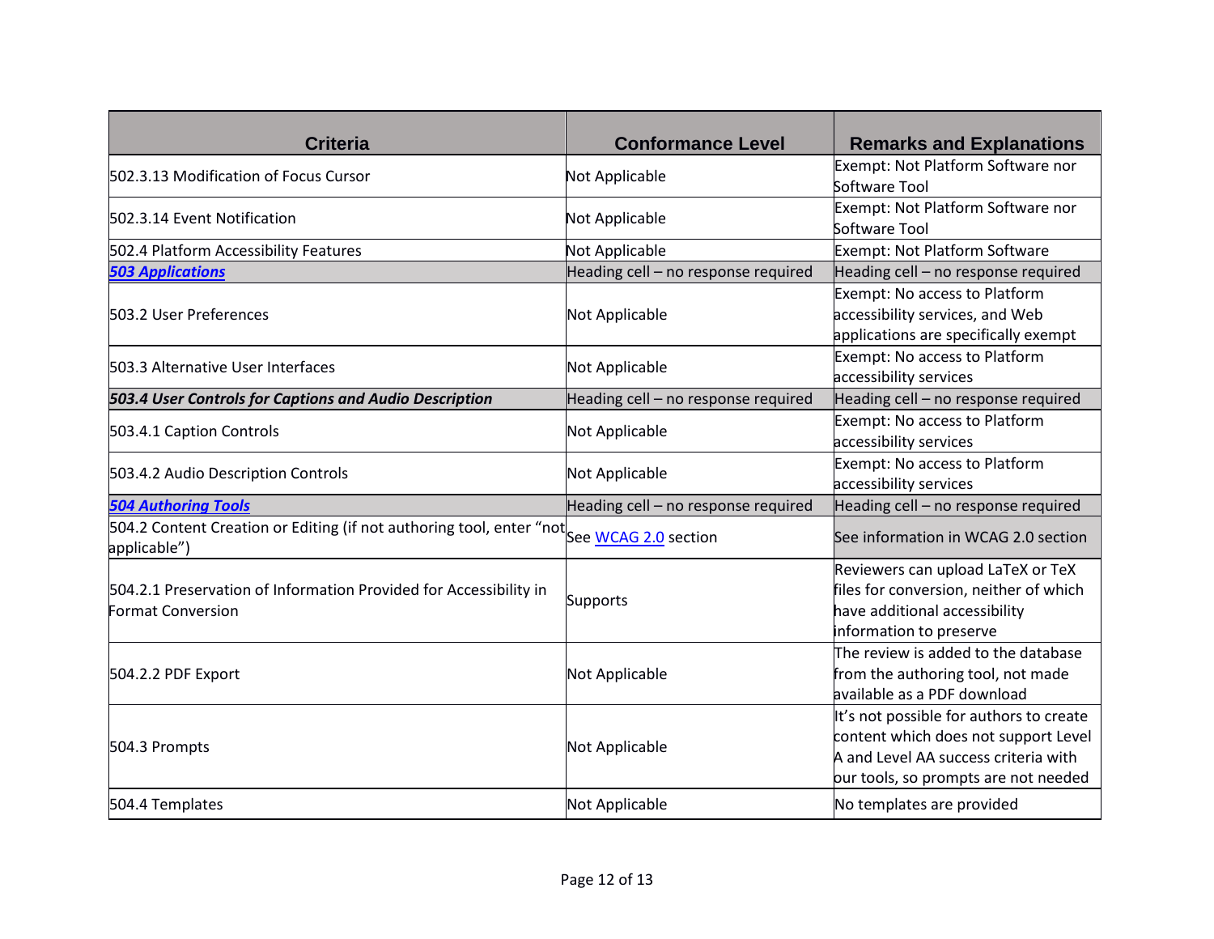| Criteria | Conformance Level | Remarks and Explanations |
|---|---|---|
| 502.3.13 Modification of Focus Cursor | Not Applicable | Exempt: Not Platform Software nor Software Tool |
| 502.3.14 Event Notification | Not Applicable | Exempt: Not Platform Software nor Software Tool |
| 502.4 Platform Accessibility Features | Not Applicable | Exempt: Not Platform Software |
| ***503 Applications*** | Heading cell – no response required | Heading cell – no response required |
| 503.2 User Preferences | Not Applicable | Exempt: No access to Platform accessibility services, and Web applications are specifically exempt |
| 503.3 Alternative User Interfaces | Not Applicable | Exempt: No access to Platform accessibility services |
| ***503.4 User Controls for Captions and Audio Description*** | Heading cell – no response required | Heading cell – no response required |
| 503.4.1 Caption Controls | Not Applicable | Exempt: No access to Platform accessibility services |
| 503.4.2 Audio Description Controls | Not Applicable | Exempt: No access to Platform accessibility services |
| ***504 Authoring Tools*** | Heading cell – no response required | Heading cell – no response required |
| 504.2 Content Creation or Editing (if not authoring tool, enter "not applicable") | See WCAG 2.0 section | See information in WCAG 2.0 section |
| 504.2.1 Preservation of Information Provided for Accessibility in Format Conversion | Supports | Reviewers can upload LaTeX or TeX files for conversion, neither of which have additional accessibility information to preserve |
| 504.2.2 PDF Export | Not Applicable | The review is added to the database from the authoring tool, not made available as a PDF download |
| 504.3 Prompts | Not Applicable | It's not possible for authors to create content which does not support Level A and Level AA success criteria with our tools, so prompts are not needed |
| 504.4 Templates | Not Applicable | No templates are provided |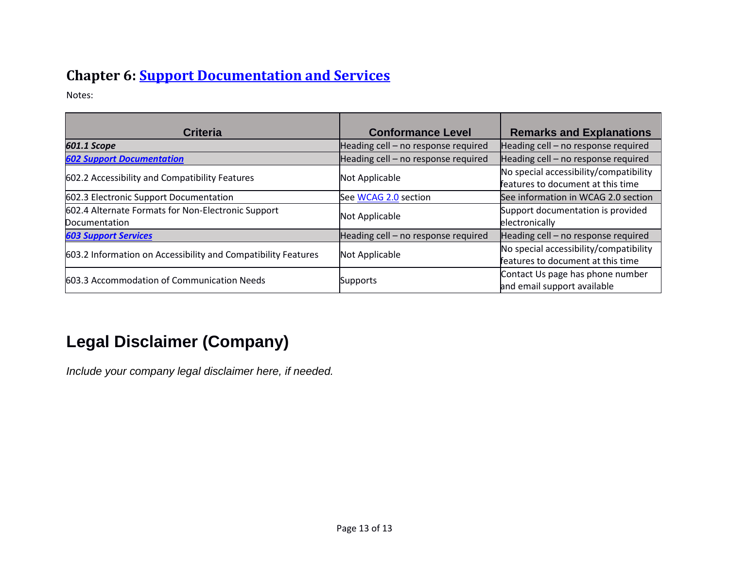## Chapter 6: Support Documentation and Services

Notes:

| Criteria | Conformance Level | Remarks and Explanations |
| --- | --- | --- |
| ***601.1 Scope*** | Heading cell – no response required | Heading cell – no response required |
| ***602 Support Documentation*** | Heading cell – no response required | Heading cell – no response required |
| 602.2 Accessibility and Compatibility Features | Not Applicable | No special accessibility/compatibility features to document at this time |
| 602.3 Electronic Support Documentation | See WCAG 2.0 section | See information in WCAG 2.0 section |
| 602.4 Alternate Formats for Non-Electronic Support Documentation | Not Applicable | Support documentation is provided electronically |
| ***603 Support Services*** | Heading cell – no response required | Heading cell – no response required |
| 603.2 Information on Accessibility and Compatibility Features | Not Applicable | No special accessibility/compatibility features to document at this time |
| 603.3 Accommodation of Communication Needs | Supports | Contact Us page has phone number and email support available |

## Legal Disclaimer (Company)

*Include your company legal disclaimer here, if needed.*